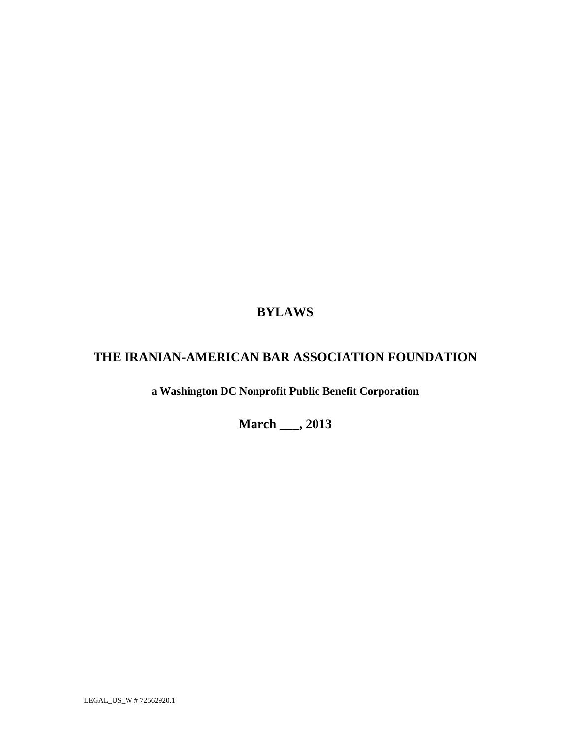# BYLAWS

# THE IRANIAN-AMERICAN BAR ASSOCIATION FOUNDATION

**a Washington DC Nonprofit Public Benefit Corporation**

**March ___, 2013**

LEGAL_US_W # 72562920.1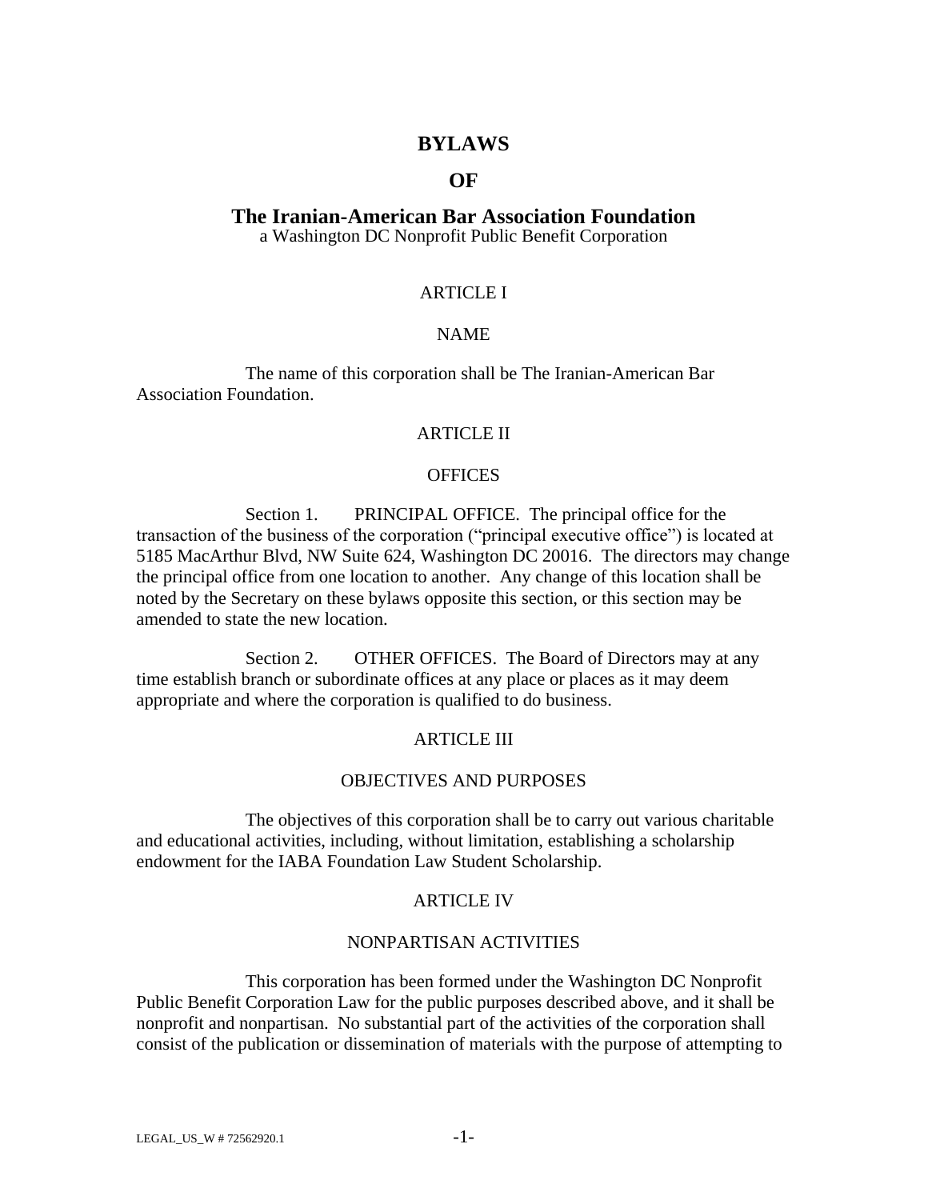# BYLAWS

# OF

# The Iranian-American Bar Association Foundation

a Washington DC Nonprofit Public Benefit Corporation

## ARTICLE I

## NAME

The name of this corporation shall be The Iranian-American Bar Association Foundation.

## ARTICLE II

## OFFICES

Section 1. PRINCIPAL OFFICE. The principal office for the transaction of the business of the corporation ("principal executive office") is located at 5185 MacArthur Blvd, NW Suite 624, Washington DC 20016. The directors may change the principal office from one location to another. Any change of this location shall be noted by the Secretary on these bylaws opposite this section, or this section may be amended to state the new location.

Section 2. OTHER OFFICES. The Board of Directors may at any time establish branch or subordinate offices at any place or places as it may deem appropriate and where the corporation is qualified to do business.

## ARTICLE III

## OBJECTIVES AND PURPOSES

The objectives of this corporation shall be to carry out various charitable and educational activities, including, without limitation, establishing a scholarship endowment for the IABA Foundation Law Student Scholarship.

## ARTICLE IV

## NONPARTISAN ACTIVITIES

This corporation has been formed under the Washington DC Nonprofit Public Benefit Corporation Law for the public purposes described above, and it shall be nonprofit and nonpartisan. No substantial part of the activities of the corporation shall consist of the publication or dissemination of materials with the purpose of attempting to

LEGAL_US_W # 72562920.1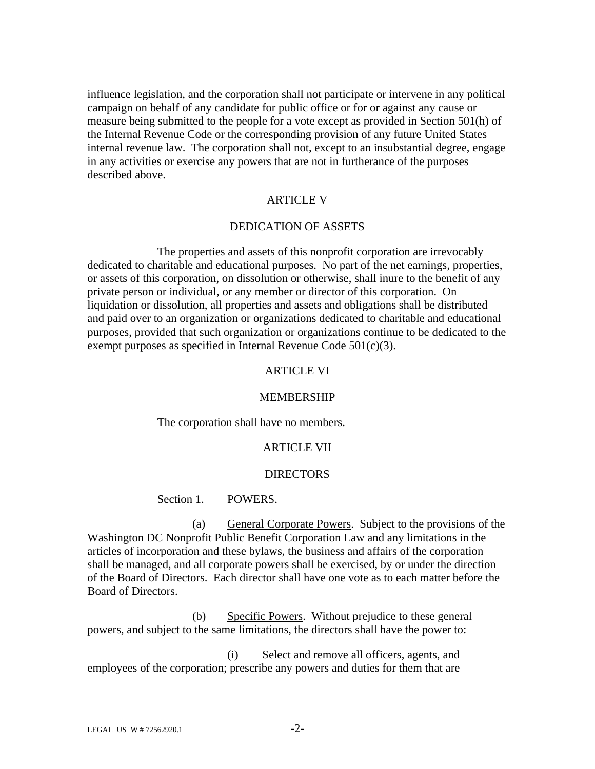influence legislation, and the corporation shall not participate or intervene in any political campaign on behalf of any candidate for public office or for or against any cause or measure being submitted to the people for a vote except as provided in Section 501(h) of the Internal Revenue Code or the corresponding provision of any future United States internal revenue law. The corporation shall not, except to an insubstantial degree, engage in any activities or exercise any powers that are not in furtherance of the purposes described above.

## ARTICLE V

## DEDICATION OF ASSETS

The properties and assets of this nonprofit corporation are irrevocably dedicated to charitable and educational purposes. No part of the net earnings, properties, or assets of this corporation, on dissolution or otherwise, shall inure to the benefit of any private person or individual, or any member or director of this corporation. On liquidation or dissolution, all properties and assets and obligations shall be distributed and paid over to an organization or organizations dedicated to charitable and educational purposes, provided that such organization or organizations continue to be dedicated to the exempt purposes as specified in Internal Revenue Code 501(c)(3).

## ARTICLE VI

## MEMBERSHIP

The corporation shall have no members.

## ARTICLE VII

## DIRECTORS

Section 1. POWERS.

(a) General Corporate Powers. Subject to the provisions of the Washington DC Nonprofit Public Benefit Corporation Law and any limitations in the articles of incorporation and these bylaws, the business and affairs of the corporation shall be managed, and all corporate powers shall be exercised, by or under the direction of the Board of Directors. Each director shall have one vote as to each matter before the Board of Directors.

(b) Specific Powers. Without prejudice to these general powers, and subject to the same limitations, the directors shall have the power to:

(i) Select and remove all officers, agents, and employees of the corporation; prescribe any powers and duties for them that are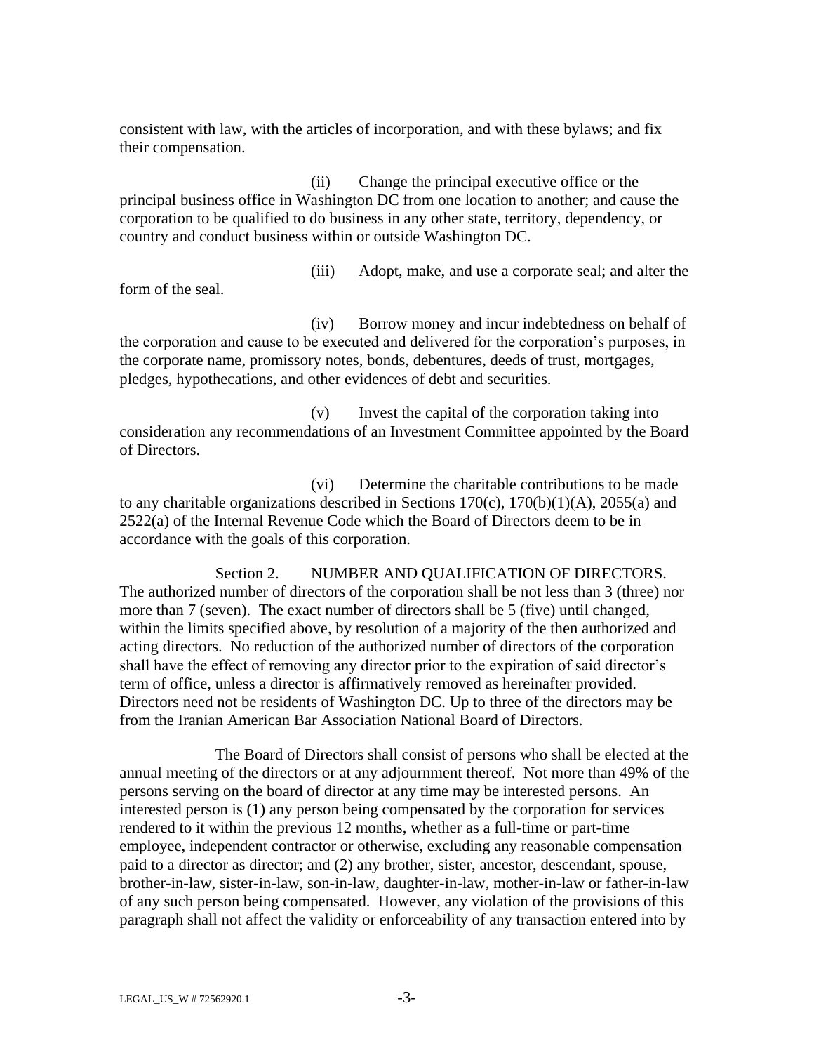consistent with law, with the articles of incorporation, and with these bylaws; and fix their compensation.

(ii) Change the principal executive office or the principal business office in Washington DC from one location to another; and cause the corporation to be qualified to do business in any other state, territory, dependency, or country and conduct business within or outside Washington DC.

(iii) Adopt, make, and use a corporate seal; and alter the form of the seal.

(iv) Borrow money and incur indebtedness on behalf of the corporation and cause to be executed and delivered for the corporation's purposes, in the corporate name, promissory notes, bonds, debentures, deeds of trust, mortgages, pledges, hypothecations, and other evidences of debt and securities.

(v) Invest the capital of the corporation taking into consideration any recommendations of an Investment Committee appointed by the Board of Directors.

(vi) Determine the charitable contributions to be made to any charitable organizations described in Sections 170(c), 170(b)(1)(A), 2055(a) and 2522(a) of the Internal Revenue Code which the Board of Directors deem to be in accordance with the goals of this corporation.

Section 2. NUMBER AND QUALIFICATION OF DIRECTORS. The authorized number of directors of the corporation shall be not less than 3 (three) nor more than 7 (seven). The exact number of directors shall be 5 (five) until changed, within the limits specified above, by resolution of a majority of the then authorized and acting directors. No reduction of the authorized number of directors of the corporation shall have the effect of removing any director prior to the expiration of said director's term of office, unless a director is affirmatively removed as hereinafter provided. Directors need not be residents of Washington DC. Up to three of the directors may be from the Iranian American Bar Association National Board of Directors.

The Board of Directors shall consist of persons who shall be elected at the annual meeting of the directors or at any adjournment thereof. Not more than 49% of the persons serving on the board of director at any time may be interested persons. An interested person is (1) any person being compensated by the corporation for services rendered to it within the previous 12 months, whether as a full-time or part-time employee, independent contractor or otherwise, excluding any reasonable compensation paid to a director as director; and (2) any brother, sister, ancestor, descendant, spouse, brother-in-law, sister-in-law, son-in-law, daughter-in-law, mother-in-law or father-in-law of any such person being compensated. However, any violation of the provisions of this paragraph shall not affect the validity or enforceability of any transaction entered into by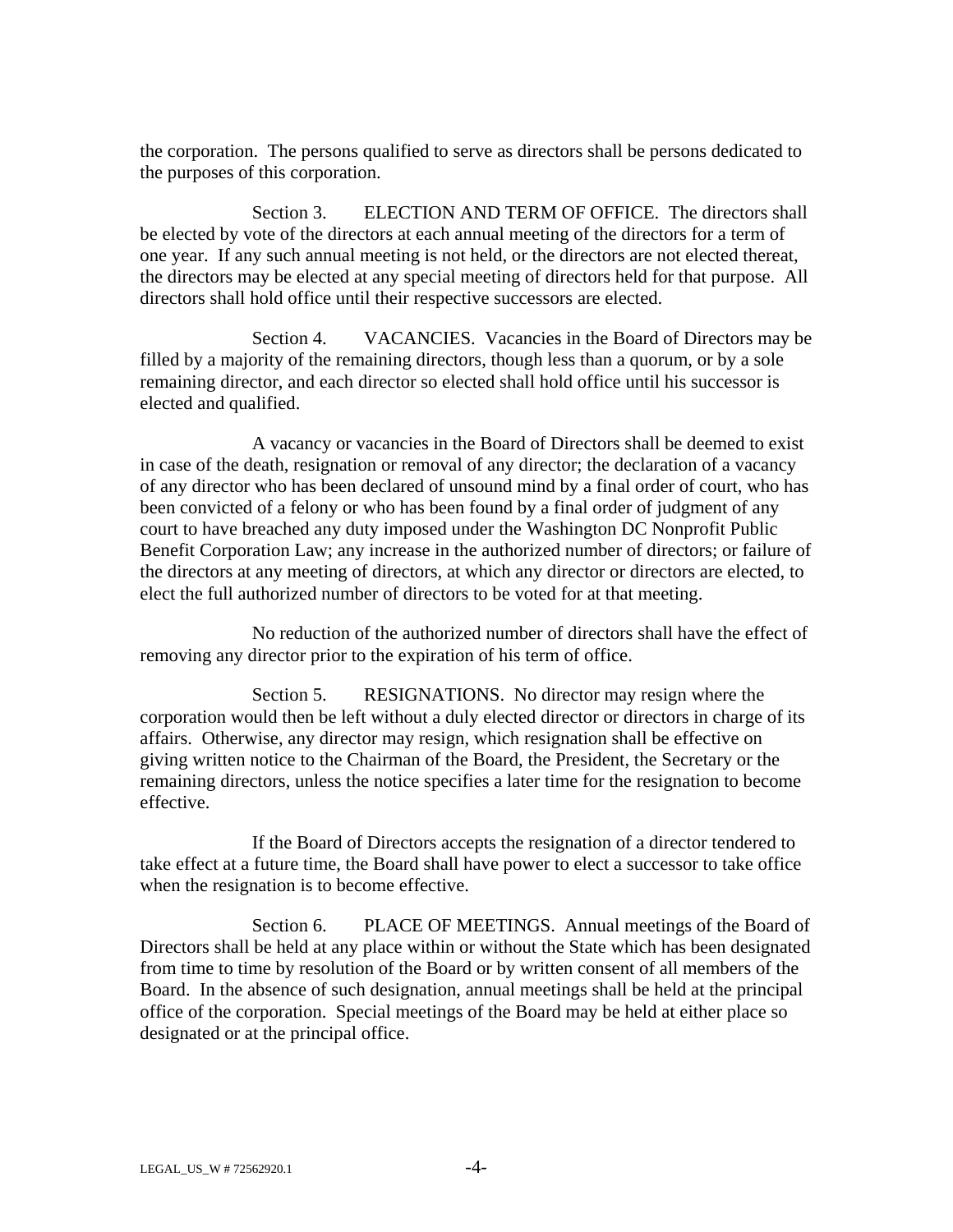the corporation. The persons qualified to serve as directors shall be persons dedicated to the purposes of this corporation.

Section 3. ELECTION AND TERM OF OFFICE. The directors shall be elected by vote of the directors at each annual meeting of the directors for a term of one year. If any such annual meeting is not held, or the directors are not elected thereat, the directors may be elected at any special meeting of directors held for that purpose. All directors shall hold office until their respective successors are elected.

Section 4. VACANCIES. Vacancies in the Board of Directors may be filled by a majority of the remaining directors, though less than a quorum, or by a sole remaining director, and each director so elected shall hold office until his successor is elected and qualified.

A vacancy or vacancies in the Board of Directors shall be deemed to exist in case of the death, resignation or removal of any director; the declaration of a vacancy of any director who has been declared of unsound mind by a final order of court, who has been convicted of a felony or who has been found by a final order of judgment of any court to have breached any duty imposed under the Washington DC Nonprofit Public Benefit Corporation Law; any increase in the authorized number of directors; or failure of the directors at any meeting of directors, at which any director or directors are elected, to elect the full authorized number of directors to be voted for at that meeting.

No reduction of the authorized number of directors shall have the effect of removing any director prior to the expiration of his term of office.

Section 5. RESIGNATIONS. No director may resign where the corporation would then be left without a duly elected director or directors in charge of its affairs. Otherwise, any director may resign, which resignation shall be effective on giving written notice to the Chairman of the Board, the President, the Secretary or the remaining directors, unless the notice specifies a later time for the resignation to become effective.

If the Board of Directors accepts the resignation of a director tendered to take effect at a future time, the Board shall have power to elect a successor to take office when the resignation is to become effective.

Section 6. PLACE OF MEETINGS. Annual meetings of the Board of Directors shall be held at any place within or without the State which has been designated from time to time by resolution of the Board or by written consent of all members of the Board. In the absence of such designation, annual meetings shall be held at the principal office of the corporation. Special meetings of the Board may be held at either place so designated or at the principal office.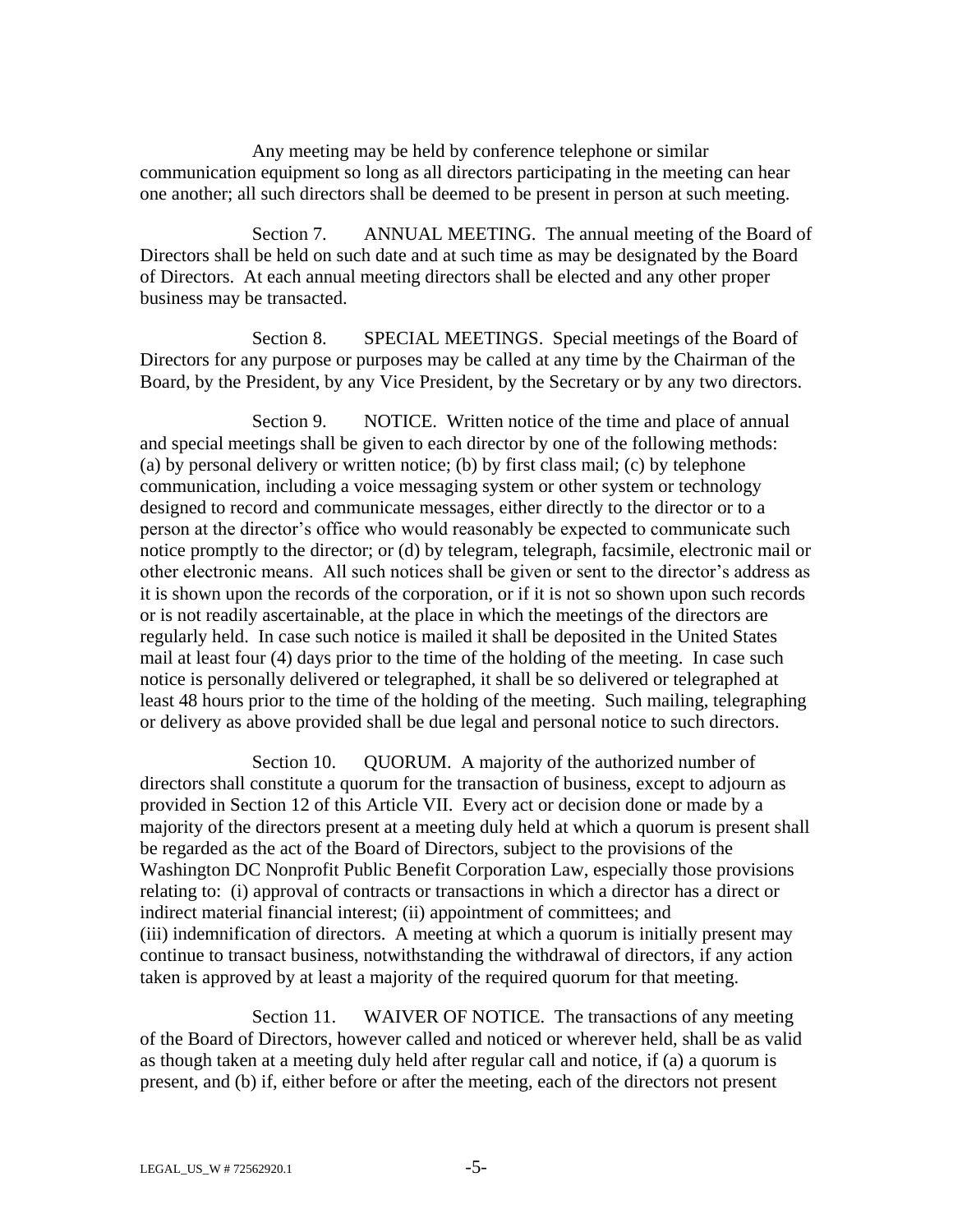Any meeting may be held by conference telephone or similar communication equipment so long as all directors participating in the meeting can hear one another; all such directors shall be deemed to be present in person at such meeting.

Section 7. ANNUAL MEETING. The annual meeting of the Board of Directors shall be held on such date and at such time as may be designated by the Board of Directors. At each annual meeting directors shall be elected and any other proper business may be transacted.

Section 8. SPECIAL MEETINGS. Special meetings of the Board of Directors for any purpose or purposes may be called at any time by the Chairman of the Board, by the President, by any Vice President, by the Secretary or by any two directors.

Section 9. NOTICE. Written notice of the time and place of annual and special meetings shall be given to each director by one of the following methods: (a) by personal delivery or written notice; (b) by first class mail; (c) by telephone communication, including a voice messaging system or other system or technology designed to record and communicate messages, either directly to the director or to a person at the director's office who would reasonably be expected to communicate such notice promptly to the director; or (d) by telegram, telegraph, facsimile, electronic mail or other electronic means. All such notices shall be given or sent to the director's address as it is shown upon the records of the corporation, or if it is not so shown upon such records or is not readily ascertainable, at the place in which the meetings of the directors are regularly held. In case such notice is mailed it shall be deposited in the United States mail at least four (4) days prior to the time of the holding of the meeting. In case such notice is personally delivered or telegraphed, it shall be so delivered or telegraphed at least 48 hours prior to the time of the holding of the meeting. Such mailing, telegraphing or delivery as above provided shall be due legal and personal notice to such directors.

Section 10. QUORUM. A majority of the authorized number of directors shall constitute a quorum for the transaction of business, except to adjourn as provided in Section 12 of this Article VII. Every act or decision done or made by a majority of the directors present at a meeting duly held at which a quorum is present shall be regarded as the act of the Board of Directors, subject to the provisions of the Washington DC Nonprofit Public Benefit Corporation Law, especially those provisions relating to: (i) approval of contracts or transactions in which a director has a direct or indirect material financial interest; (ii) appointment of committees; and (iii) indemnification of directors. A meeting at which a quorum is initially present may continue to transact business, notwithstanding the withdrawal of directors, if any action taken is approved by at least a majority of the required quorum for that meeting.

Section 11. WAIVER OF NOTICE. The transactions of any meeting of the Board of Directors, however called and noticed or wherever held, shall be as valid as though taken at a meeting duly held after regular call and notice, if (a) a quorum is present, and (b) if, either before or after the meeting, each of the directors not present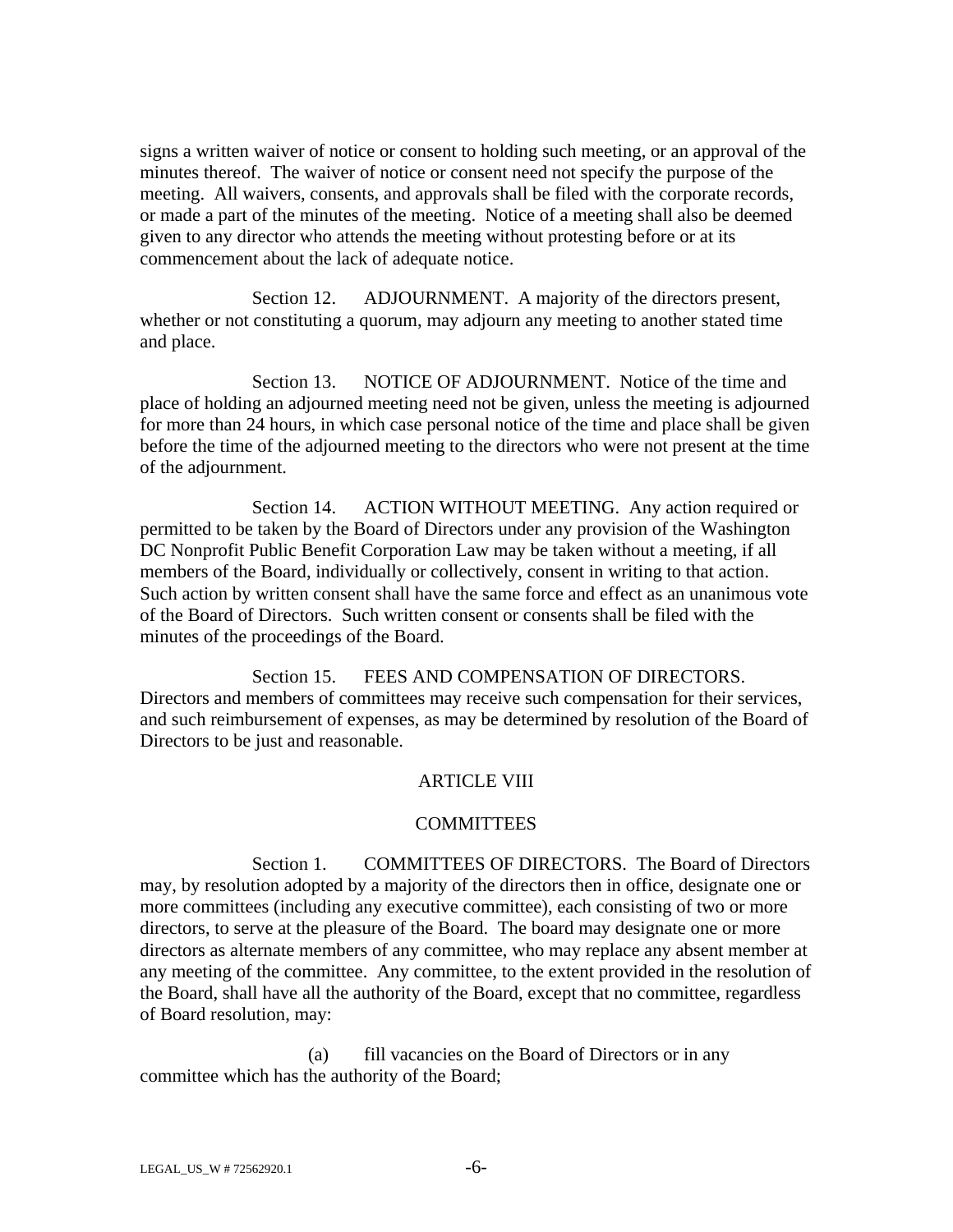signs a written waiver of notice or consent to holding such meeting, or an approval of the minutes thereof. The waiver of notice or consent need not specify the purpose of the meeting. All waivers, consents, and approvals shall be filed with the corporate records, or made a part of the minutes of the meeting. Notice of a meeting shall also be deemed given to any director who attends the meeting without protesting before or at its commencement about the lack of adequate notice.

Section 12. ADJOURNMENT. A majority of the directors present, whether or not constituting a quorum, may adjourn any meeting to another stated time and place.

Section 13. NOTICE OF ADJOURNMENT. Notice of the time and place of holding an adjourned meeting need not be given, unless the meeting is adjourned for more than 24 hours, in which case personal notice of the time and place shall be given before the time of the adjourned meeting to the directors who were not present at the time of the adjournment.

Section 14. ACTION WITHOUT MEETING. Any action required or permitted to be taken by the Board of Directors under any provision of the Washington DC Nonprofit Public Benefit Corporation Law may be taken without a meeting, if all members of the Board, individually or collectively, consent in writing to that action. Such action by written consent shall have the same force and effect as an unanimous vote of the Board of Directors. Such written consent or consents shall be filed with the minutes of the proceedings of the Board.

Section 15. FEES AND COMPENSATION OF DIRECTORS. Directors and members of committees may receive such compensation for their services, and such reimbursement of expenses, as may be determined by resolution of the Board of Directors to be just and reasonable.

## ARTICLE VIII

## COMMITTEES

Section 1. COMMITTEES OF DIRECTORS. The Board of Directors may, by resolution adopted by a majority of the directors then in office, designate one or more committees (including any executive committee), each consisting of two or more directors, to serve at the pleasure of the Board. The board may designate one or more directors as alternate members of any committee, who may replace any absent member at any meeting of the committee. Any committee, to the extent provided in the resolution of the Board, shall have all the authority of the Board, except that no committee, regardless of Board resolution, may:

(a) fill vacancies on the Board of Directors or in any committee which has the authority of the Board;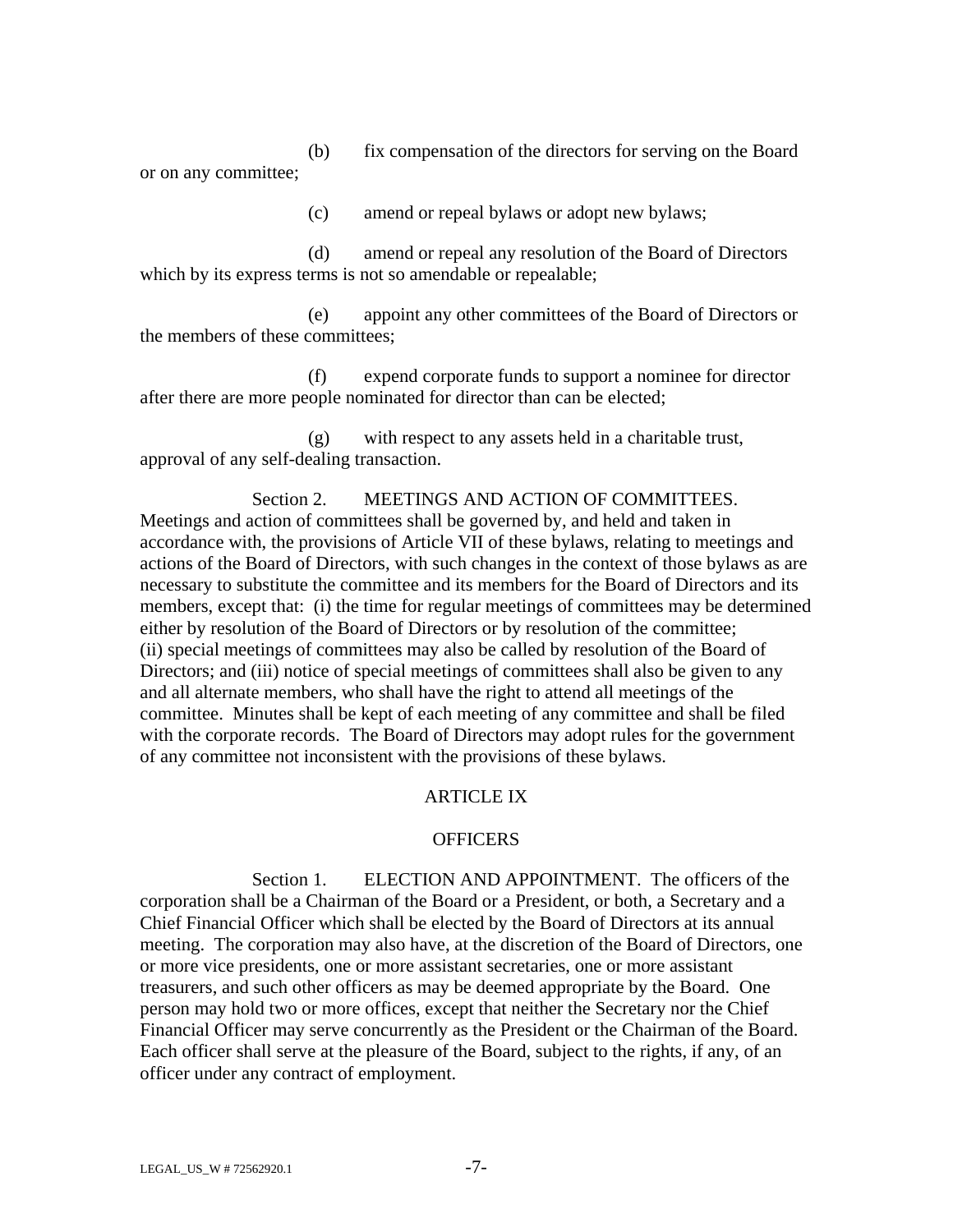(b) fix compensation of the directors for serving on the Board or on any committee;

(c) amend or repeal bylaws or adopt new bylaws;

(d) amend or repeal any resolution of the Board of Directors which by its express terms is not so amendable or repealable;

(e) appoint any other committees of the Board of Directors or the members of these committees;

(f) expend corporate funds to support a nominee for director after there are more people nominated for director than can be elected;

(g) with respect to any assets held in a charitable trust, approval of any self-dealing transaction.

Section 2. MEETINGS AND ACTION OF COMMITTEES. Meetings and action of committees shall be governed by, and held and taken in accordance with, the provisions of Article VII of these bylaws, relating to meetings and actions of the Board of Directors, with such changes in the context of those bylaws as are necessary to substitute the committee and its members for the Board of Directors and its members, except that: (i) the time for regular meetings of committees may be determined either by resolution of the Board of Directors or by resolution of the committee; (ii) special meetings of committees may also be called by resolution of the Board of Directors; and (iii) notice of special meetings of committees shall also be given to any and all alternate members, who shall have the right to attend all meetings of the committee. Minutes shall be kept of each meeting of any committee and shall be filed with the corporate records. The Board of Directors may adopt rules for the government of any committee not inconsistent with the provisions of these bylaws.

## ARTICLE IX

## OFFICERS

Section 1. ELECTION AND APPOINTMENT. The officers of the corporation shall be a Chairman of the Board or a President, or both, a Secretary and a Chief Financial Officer which shall be elected by the Board of Directors at its annual meeting. The corporation may also have, at the discretion of the Board of Directors, one or more vice presidents, one or more assistant secretaries, one or more assistant treasurers, and such other officers as may be deemed appropriate by the Board. One person may hold two or more offices, except that neither the Secretary nor the Chief Financial Officer may serve concurrently as the President or the Chairman of the Board. Each officer shall serve at the pleasure of the Board, subject to the rights, if any, of an officer under any contract of employment.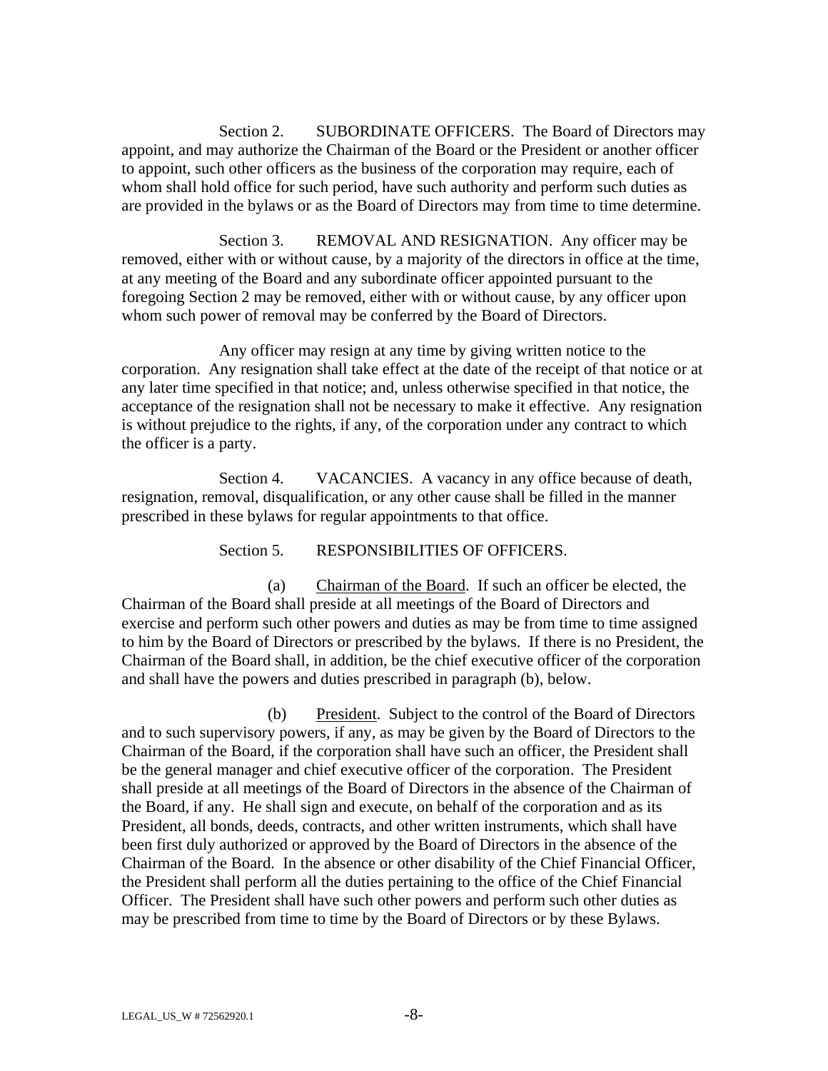Section 2. SUBORDINATE OFFICERS. The Board of Directors may appoint, and may authorize the Chairman of the Board or the President or another officer to appoint, such other officers as the business of the corporation may require, each of whom shall hold office for such period, have such authority and perform such duties as are provided in the bylaws or as the Board of Directors may from time to time determine.

Section 3. REMOVAL AND RESIGNATION. Any officer may be removed, either with or without cause, by a majority of the directors in office at the time, at any meeting of the Board and any subordinate officer appointed pursuant to the foregoing Section 2 may be removed, either with or without cause, by any officer upon whom such power of removal may be conferred by the Board of Directors.

Any officer may resign at any time by giving written notice to the corporation. Any resignation shall take effect at the date of the receipt of that notice or at any later time specified in that notice; and, unless otherwise specified in that notice, the acceptance of the resignation shall not be necessary to make it effective. Any resignation is without prejudice to the rights, if any, of the corporation under any contract to which the officer is a party.

Section 4. VACANCIES. A vacancy in any office because of death, resignation, removal, disqualification, or any other cause shall be filled in the manner prescribed in these bylaws for regular appointments to that office.

Section 5. RESPONSIBILITIES OF OFFICERS.

(a) Chairman of the Board. If such an officer be elected, the Chairman of the Board shall preside at all meetings of the Board of Directors and exercise and perform such other powers and duties as may be from time to time assigned to him by the Board of Directors or prescribed by the bylaws. If there is no President, the Chairman of the Board shall, in addition, be the chief executive officer of the corporation and shall have the powers and duties prescribed in paragraph (b), below.

(b) President. Subject to the control of the Board of Directors and to such supervisory powers, if any, as may be given by the Board of Directors to the Chairman of the Board, if the corporation shall have such an officer, the President shall be the general manager and chief executive officer of the corporation. The President shall preside at all meetings of the Board of Directors in the absence of the Chairman of the Board, if any. He shall sign and execute, on behalf of the corporation and as its President, all bonds, deeds, contracts, and other written instruments, which shall have been first duly authorized or approved by the Board of Directors in the absence of the Chairman of the Board. In the absence or other disability of the Chief Financial Officer, the President shall perform all the duties pertaining to the office of the Chief Financial Officer. The President shall have such other powers and perform such other duties as may be prescribed from time to time by the Board of Directors or by these Bylaws.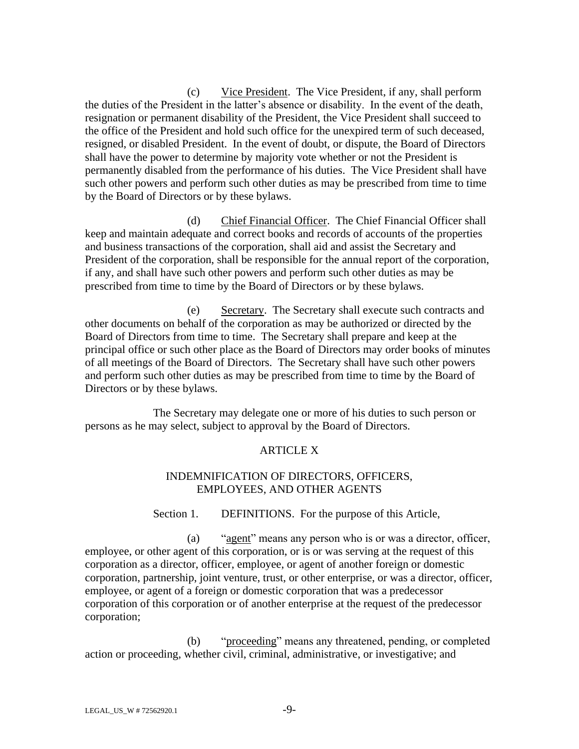(c) Vice President. The Vice President, if any, shall perform the duties of the President in the latter's absence or disability. In the event of the death, resignation or permanent disability of the President, the Vice President shall succeed to the office of the President and hold such office for the unexpired term of such deceased, resigned, or disabled President. In the event of doubt, or dispute, the Board of Directors shall have the power to determine by majority vote whether or not the President is permanently disabled from the performance of his duties. The Vice President shall have such other powers and perform such other duties as may be prescribed from time to time by the Board of Directors or by these bylaws.

(d) Chief Financial Officer. The Chief Financial Officer shall keep and maintain adequate and correct books and records of accounts of the properties and business transactions of the corporation, shall aid and assist the Secretary and President of the corporation, shall be responsible for the annual report of the corporation, if any, and shall have such other powers and perform such other duties as may be prescribed from time to time by the Board of Directors or by these bylaws.

(e) Secretary. The Secretary shall execute such contracts and other documents on behalf of the corporation as may be authorized or directed by the Board of Directors from time to time. The Secretary shall prepare and keep at the principal office or such other place as the Board of Directors may order books of minutes of all meetings of the Board of Directors. The Secretary shall have such other powers and perform such other duties as may be prescribed from time to time by the Board of Directors or by these bylaws.

The Secretary may delegate one or more of his duties to such person or persons as he may select, subject to approval by the Board of Directors.

# ARTICLE X

## INDEMNIFICATION OF DIRECTORS, OFFICERS, EMPLOYEES, AND OTHER AGENTS

Section 1. DEFINITIONS. For the purpose of this Article,

(a) "agent" means any person who is or was a director, officer, employee, or other agent of this corporation, or is or was serving at the request of this corporation as a director, officer, employee, or agent of another foreign or domestic corporation, partnership, joint venture, trust, or other enterprise, or was a director, officer, employee, or agent of a foreign or domestic corporation that was a predecessor corporation of this corporation or of another enterprise at the request of the predecessor corporation;

(b) "proceeding" means any threatened, pending, or completed action or proceeding, whether civil, criminal, administrative, or investigative; and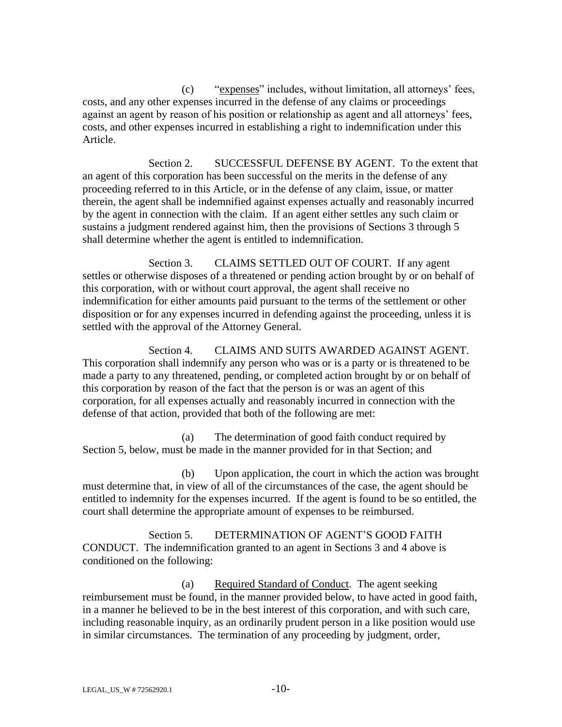(c) "<u>expenses</u>" includes, without limitation, all attorneys' fees, costs, and any other expenses incurred in the defense of any claims or proceedings against an agent by reason of his position or relationship as agent and all attorneys' fees, costs, and other expenses incurred in establishing a right to indemnification under this Article.

Section 2. SUCCESSFUL DEFENSE BY AGENT. To the extent that an agent of this corporation has been successful on the merits in the defense of any proceeding referred to in this Article, or in the defense of any claim, issue, or matter therein, the agent shall be indemnified against expenses actually and reasonably incurred by the agent in connection with the claim. If an agent either settles any such claim or sustains a judgment rendered against him, then the provisions of Sections 3 through 5 shall determine whether the agent is entitled to indemnification.

Section 3. CLAIMS SETTLED OUT OF COURT. If any agent settles or otherwise disposes of a threatened or pending action brought by or on behalf of this corporation, with or without court approval, the agent shall receive no indemnification for either amounts paid pursuant to the terms of the settlement or other disposition or for any expenses incurred in defending against the proceeding, unless it is settled with the approval of the Attorney General.

Section 4. CLAIMS AND SUITS AWARDED AGAINST AGENT. This corporation shall indemnify any person who was or is a party or is threatened to be made a party to any threatened, pending, or completed action brought by or on behalf of this corporation by reason of the fact that the person is or was an agent of this corporation, for all expenses actually and reasonably incurred in connection with the defense of that action, provided that both of the following are met:

(a) The determination of good faith conduct required by Section 5, below, must be made in the manner provided for in that Section; and

(b) Upon application, the court in which the action was brought must determine that, in view of all of the circumstances of the case, the agent should be entitled to indemnity for the expenses incurred. If the agent is found to be so entitled, the court shall determine the appropriate amount of expenses to be reimbursed.

Section 5. DETERMINATION OF AGENT'S GOOD FAITH CONDUCT. The indemnification granted to an agent in Sections 3 and 4 above is conditioned on the following:

(a) <u>Required Standard of Conduct</u>. The agent seeking reimbursement must be found, in the manner provided below, to have acted in good faith, in a manner he believed to be in the best interest of this corporation, and with such care, including reasonable inquiry, as an ordinarily prudent person in a like position would use in similar circumstances. The termination of any proceeding by judgment, order,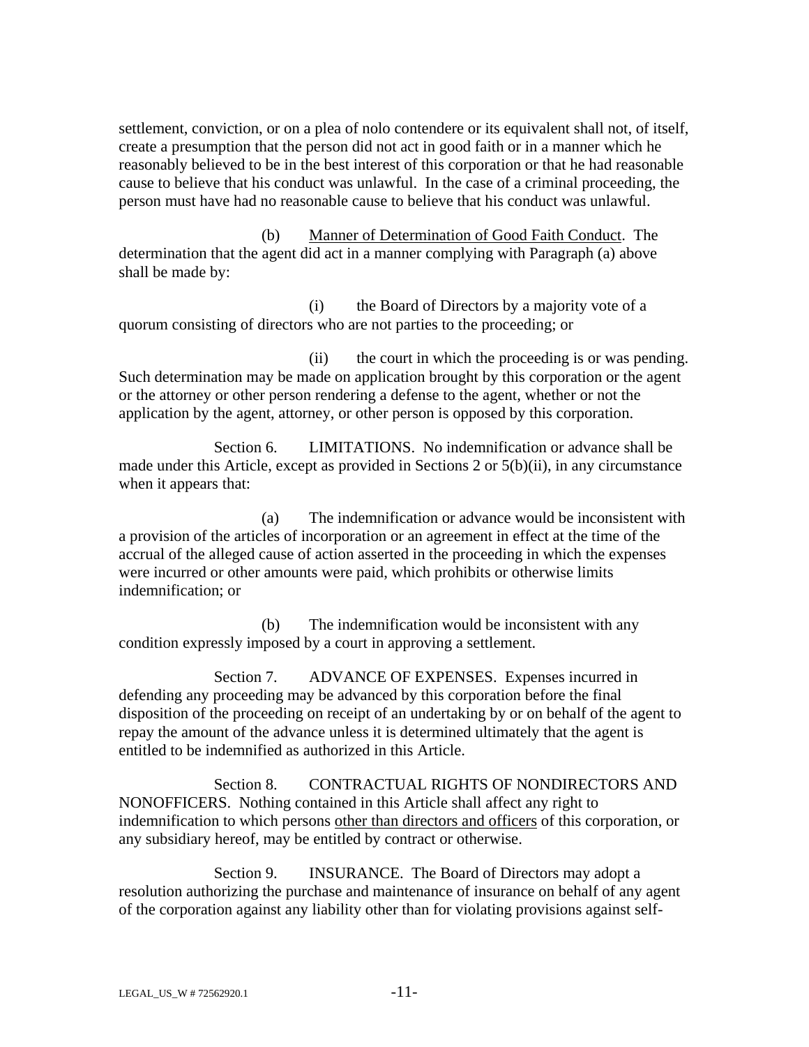settlement, conviction, or on a plea of nolo contendere or its equivalent shall not, of itself, create a presumption that the person did not act in good faith or in a manner which he reasonably believed to be in the best interest of this corporation or that he had reasonable cause to believe that his conduct was unlawful. In the case of a criminal proceeding, the person must have had no reasonable cause to believe that his conduct was unlawful.

(b) Manner of Determination of Good Faith Conduct. The determination that the agent did act in a manner complying with Paragraph (a) above shall be made by:

(i) the Board of Directors by a majority vote of a quorum consisting of directors who are not parties to the proceeding; or

(ii) the court in which the proceeding is or was pending. Such determination may be made on application brought by this corporation or the agent or the attorney or other person rendering a defense to the agent, whether or not the application by the agent, attorney, or other person is opposed by this corporation.

Section 6. LIMITATIONS. No indemnification or advance shall be made under this Article, except as provided in Sections 2 or 5(b)(ii), in any circumstance when it appears that:

(a) The indemnification or advance would be inconsistent with a provision of the articles of incorporation or an agreement in effect at the time of the accrual of the alleged cause of action asserted in the proceeding in which the expenses were incurred or other amounts were paid, which prohibits or otherwise limits indemnification; or

(b) The indemnification would be inconsistent with any condition expressly imposed by a court in approving a settlement.

Section 7. ADVANCE OF EXPENSES. Expenses incurred in defending any proceeding may be advanced by this corporation before the final disposition of the proceeding on receipt of an undertaking by or on behalf of the agent to repay the amount of the advance unless it is determined ultimately that the agent is entitled to be indemnified as authorized in this Article.

Section 8. CONTRACTUAL RIGHTS OF NONDIRECTORS AND NONOFFICERS. Nothing contained in this Article shall affect any right to indemnification to which persons other than directors and officers of this corporation, or any subsidiary hereof, may be entitled by contract or otherwise.

Section 9. INSURANCE. The Board of Directors may adopt a resolution authorizing the purchase and maintenance of insurance on behalf of any agent of the corporation against any liability other than for violating provisions against self-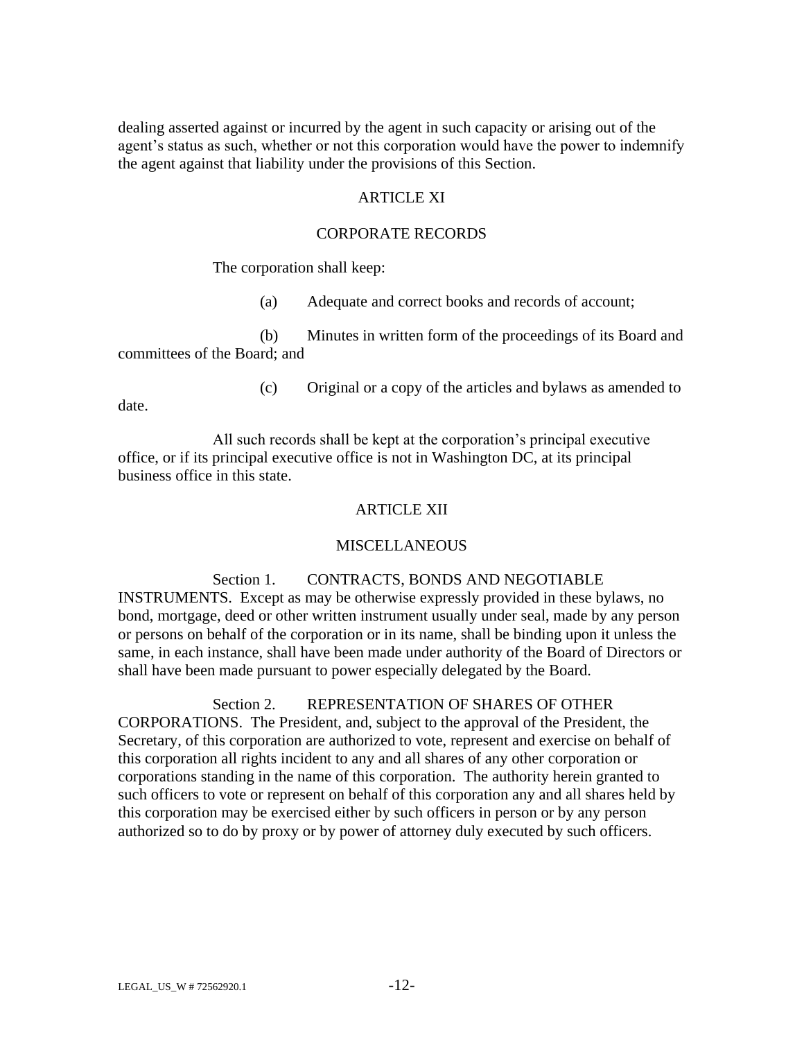dealing asserted against or incurred by the agent in such capacity or arising out of the agent's status as such, whether or not this corporation would have the power to indemnify the agent against that liability under the provisions of this Section.

## ARTICLE XI

## CORPORATE RECORDS

The corporation shall keep:

(a) Adequate and correct books and records of account;

(b) Minutes in written form of the proceedings of its Board and committees of the Board; and

(c) Original or a copy of the articles and bylaws as amended to date.

All such records shall be kept at the corporation's principal executive office, or if its principal executive office is not in Washington DC, at its principal business office in this state.

## ARTICLE XII

## MISCELLANEOUS

Section 1. CONTRACTS, BONDS AND NEGOTIABLE INSTRUMENTS. Except as may be otherwise expressly provided in these bylaws, no bond, mortgage, deed or other written instrument usually under seal, made by any person or persons on behalf of the corporation or in its name, shall be binding upon it unless the same, in each instance, shall have been made under authority of the Board of Directors or shall have been made pursuant to power especially delegated by the Board.

Section 2. REPRESENTATION OF SHARES OF OTHER CORPORATIONS. The President, and, subject to the approval of the President, the Secretary, of this corporation are authorized to vote, represent and exercise on behalf of this corporation all rights incident to any and all shares of any other corporation or corporations standing in the name of this corporation. The authority herein granted to such officers to vote or represent on behalf of this corporation any and all shares held by this corporation may be exercised either by such officers in person or by any person authorized so to do by proxy or by power of attorney duly executed by such officers.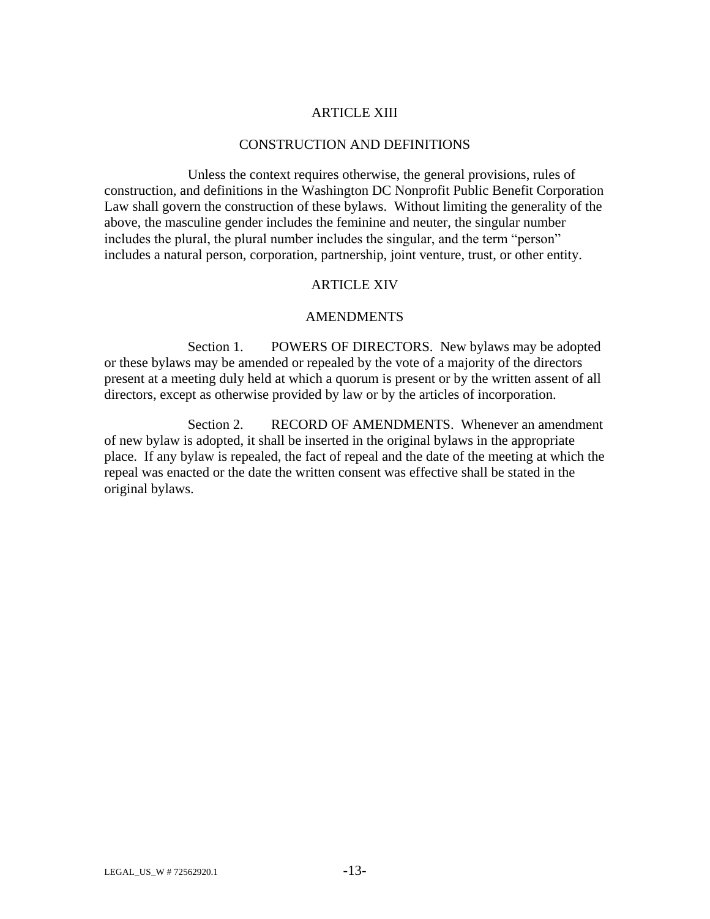## ARTICLE XIII

## CONSTRUCTION AND DEFINITIONS

Unless the context requires otherwise, the general provisions, rules of construction, and definitions in the Washington DC Nonprofit Public Benefit Corporation Law shall govern the construction of these bylaws. Without limiting the generality of the above, the masculine gender includes the feminine and neuter, the singular number includes the plural, the plural number includes the singular, and the term "person" includes a natural person, corporation, partnership, joint venture, trust, or other entity.

## ARTICLE XIV

## AMENDMENTS

Section 1. POWERS OF DIRECTORS. New bylaws may be adopted or these bylaws may be amended or repealed by the vote of a majority of the directors present at a meeting duly held at which a quorum is present or by the written assent of all directors, except as otherwise provided by law or by the articles of incorporation.

Section 2. RECORD OF AMENDMENTS. Whenever an amendment of new bylaw is adopted, it shall be inserted in the original bylaws in the appropriate place. If any bylaw is repealed, the fact of repeal and the date of the meeting at which the repeal was enacted or the date the written consent was effective shall be stated in the original bylaws.

LEGAL_US_W # 72562920.1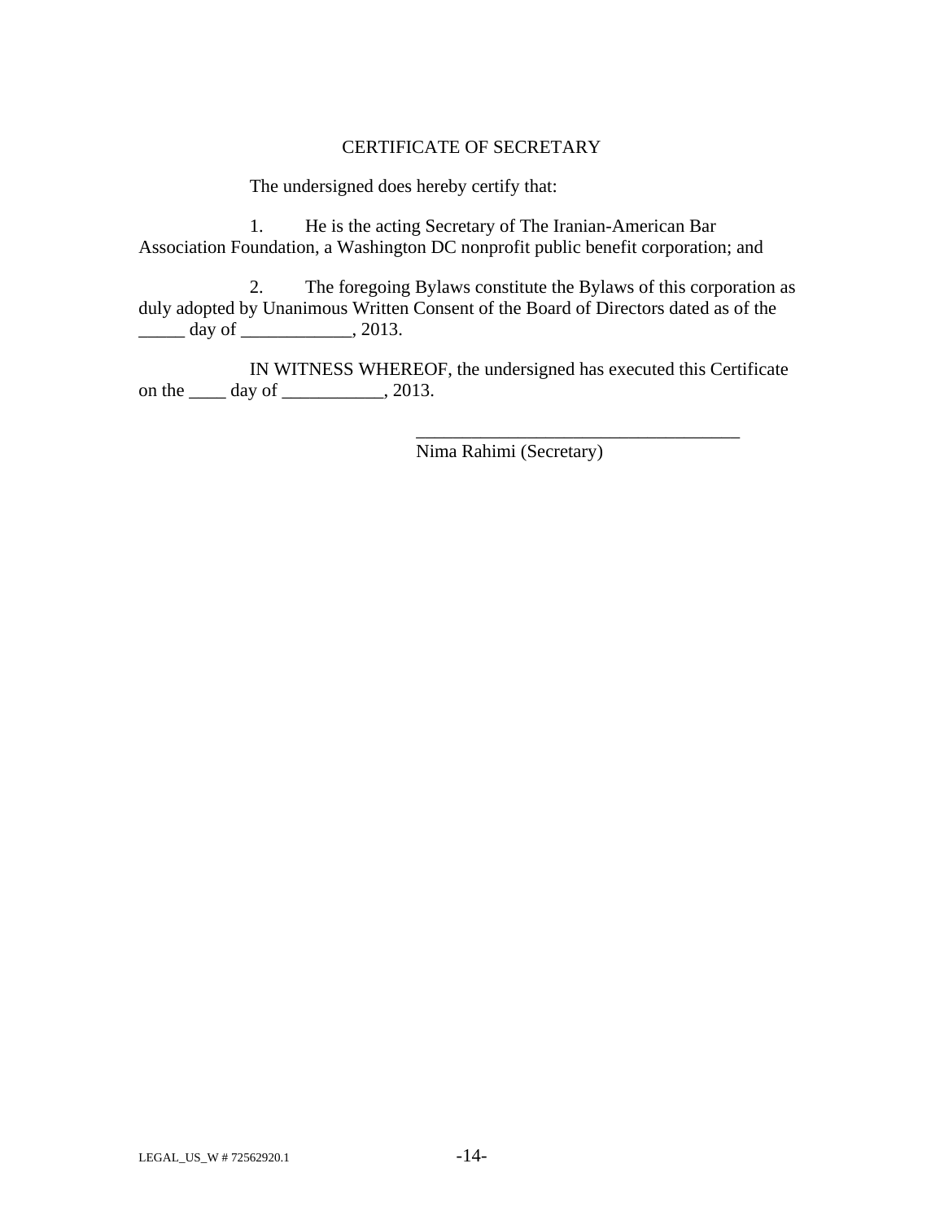# CERTIFICATE OF SECRETARY

The undersigned does hereby certify that:

1. He is the acting Secretary of The Iranian-American Bar Association Foundation, a Washington DC nonprofit public benefit corporation; and

2. The foregoing Bylaws constitute the Bylaws of this corporation as duly adopted by Unanimous Written Consent of the Board of Directors dated as of the _____ day of ____________, 2013.

IN WITNESS WHEREOF, the undersigned has executed this Certificate on the ____ day of ___________, 2013.

____________________________________
Nima Rahimi (Secretary)

LEGAL_US_W # 72562920.1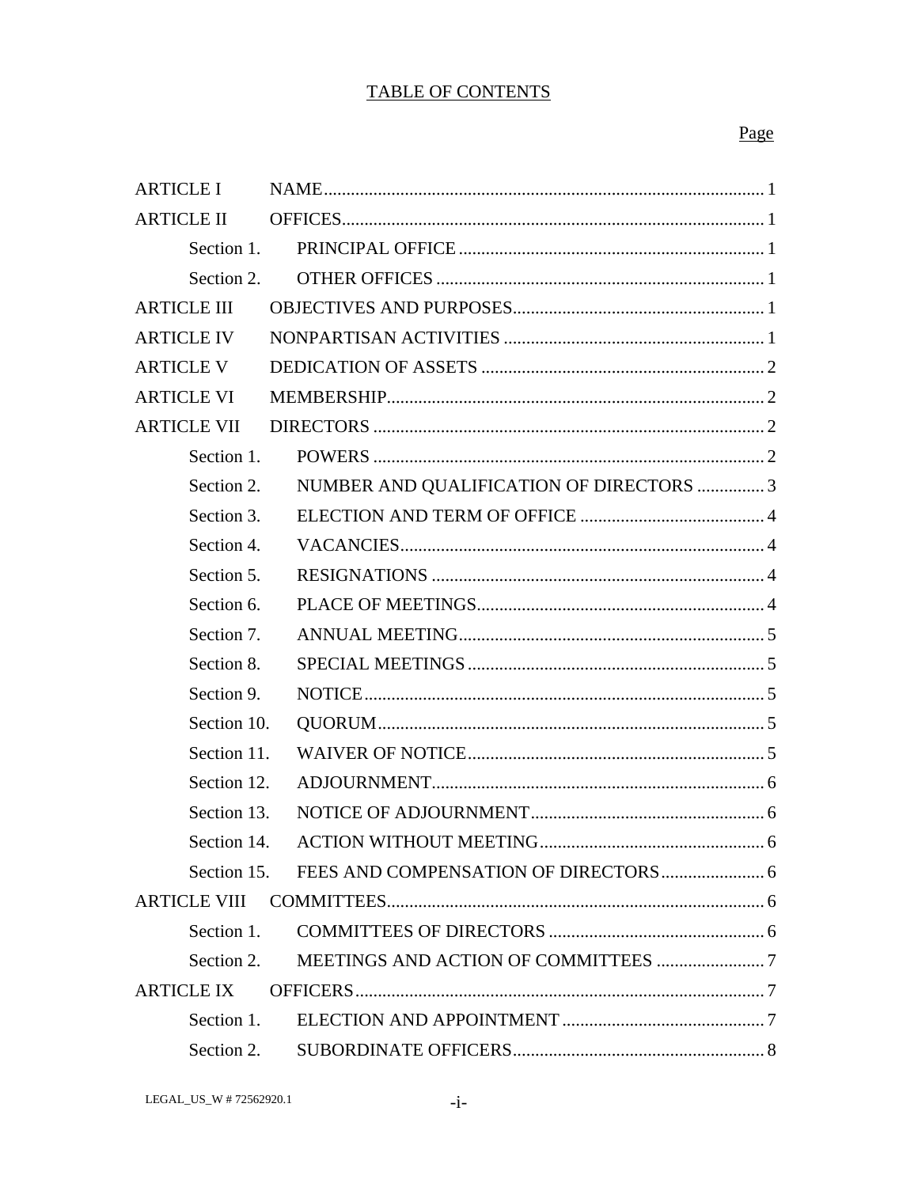# TABLE OF CONTENTS

| | | Page |
|---|---|---|
| ARTICLE I | NAME | 1 |
| ARTICLE II | OFFICES | 1 |
| Section 1. | PRINCIPAL OFFICE | 1 |
| Section 2. | OTHER OFFICES | 1 |
| ARTICLE III | OBJECTIVES AND PURPOSES | 1 |
| ARTICLE IV | NONPARTISAN ACTIVITIES | 1 |
| ARTICLE V | DEDICATION OF ASSETS | 2 |
| ARTICLE VI | MEMBERSHIP | 2 |
| ARTICLE VII | DIRECTORS | 2 |
| Section 1. | POWERS | 2 |
| Section 2. | NUMBER AND QUALIFICATION OF DIRECTORS | 3 |
| Section 3. | ELECTION AND TERM OF OFFICE | 4 |
| Section 4. | VACANCIES | 4 |
| Section 5. | RESIGNATIONS | 4 |
| Section 6. | PLACE OF MEETINGS | 4 |
| Section 7. | ANNUAL MEETING | 5 |
| Section 8. | SPECIAL MEETINGS | 5 |
| Section 9. | NOTICE | 5 |
| Section 10. | QUORUM | 5 |
| Section 11. | WAIVER OF NOTICE | 5 |
| Section 12. | ADJOURNMENT | 6 |
| Section 13. | NOTICE OF ADJOURNMENT | 6 |
| Section 14. | ACTION WITHOUT MEETING | 6 |
| Section 15. | FEES AND COMPENSATION OF DIRECTORS | 6 |
| ARTICLE VIII | COMMITTEES | 6 |
| Section 1. | COMMITTEES OF DIRECTORS | 6 |
| Section 2. | MEETINGS AND ACTION OF COMMITTEES | 7 |
| ARTICLE IX | OFFICERS | 7 |
| Section 1. | ELECTION AND APPOINTMENT | 7 |
| Section 2. | SUBORDINATE OFFICERS | 8 |

LEGAL_US_W # 72562920.1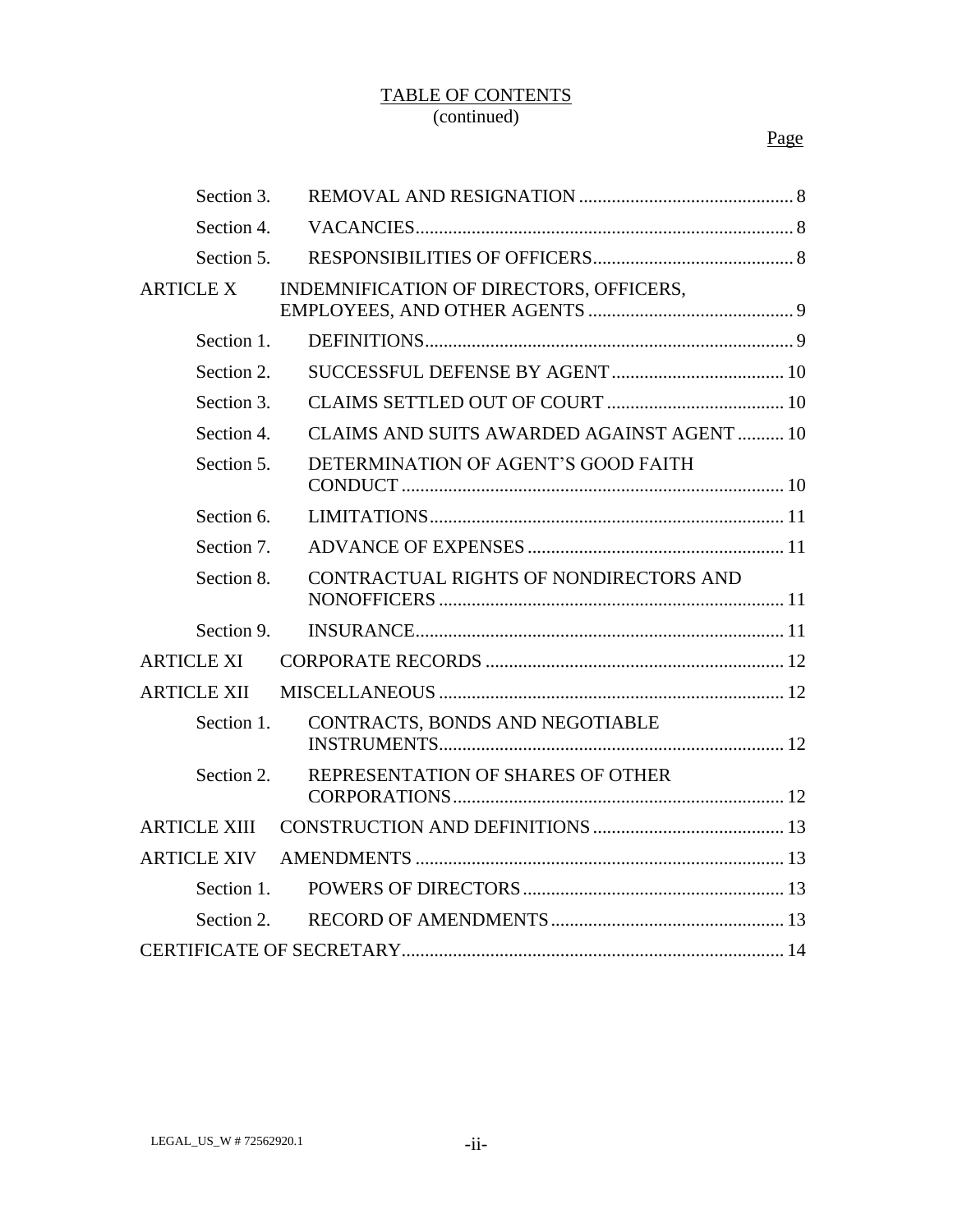TABLE OF CONTENTS
(continued)

| | | Page |
|---|---|---|
| Section 3. | REMOVAL AND RESIGNATION | 8 |
| Section 4. | VACANCIES | 8 |
| Section 5. | RESPONSIBILITIES OF OFFICERS | 8 |
| ARTICLE X | INDEMNIFICATION OF DIRECTORS, OFFICERS, EMPLOYEES, AND OTHER AGENTS | 9 |
| Section 1. | DEFINITIONS | 9 |
| Section 2. | SUCCESSFUL DEFENSE BY AGENT | 10 |
| Section 3. | CLAIMS SETTLED OUT OF COURT | 10 |
| Section 4. | CLAIMS AND SUITS AWARDED AGAINST AGENT | 10 |
| Section 5. | DETERMINATION OF AGENT'S GOOD FAITH CONDUCT | 10 |
| Section 6. | LIMITATIONS | 11 |
| Section 7. | ADVANCE OF EXPENSES | 11 |
| Section 8. | CONTRACTUAL RIGHTS OF NONDIRECTORS AND NONOFFICERS | 11 |
| Section 9. | INSURANCE | 11 |
| ARTICLE XI | CORPORATE RECORDS | 12 |
| ARTICLE XII | MISCELLANEOUS | 12 |
| Section 1. | CONTRACTS, BONDS AND NEGOTIABLE INSTRUMENTS | 12 |
| Section 2. | REPRESENTATION OF SHARES OF OTHER CORPORATIONS | 12 |
| ARTICLE XIII | CONSTRUCTION AND DEFINITIONS | 13 |
| ARTICLE XIV | AMENDMENTS | 13 |
| Section 1. | POWERS OF DIRECTORS | 13 |
| Section 2. | RECORD OF AMENDMENTS | 13 |
| CERTIFICATE OF SECRETARY | | 14 |

LEGAL_US_W # 72562920.1